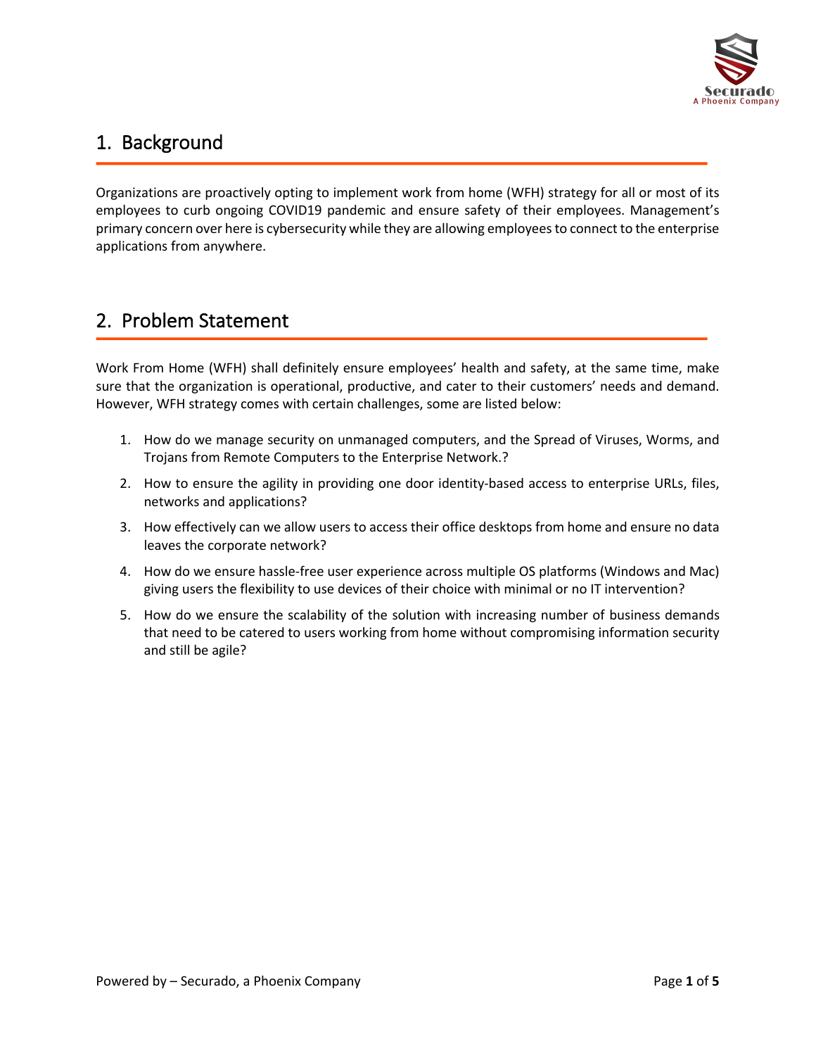## 1. Background

Organizations are proactively opting to implement work from home (WFH) strategy for all or most of its employees to curb ongoing COVID19 pandemic and ensure safety of their employees. Management's primary concern over here is cybersecurity while they are allowing employees to connect to the enterprise applications from anywhere.

## 2. Problem Statement

Work From Home (WFH) shall definitely ensure employees' health and safety, at the same time, make sure that the organization is operational, productive, and cater to their customers' needs and demand. However, WFH strategy comes with certain challenges, some are listed below:

1. How do we manage security on unmanaged computers, and the Spread of Viruses, Worms, and Trojans from Remote Computers to the Enterprise Network.?
2. How to ensure the agility in providing one door identity-based access to enterprise URLs, files, networks and applications?
3. How effectively can we allow users to access their office desktops from home and ensure no data leaves the corporate network?
4. How do we ensure hassle-free user experience across multiple OS platforms (Windows and Mac) giving users the flexibility to use devices of their choice with minimal or no IT intervention?
5. How do we ensure the scalability of the solution with increasing number of business demands that need to be catered to users working from home without compromising information security and still be agile?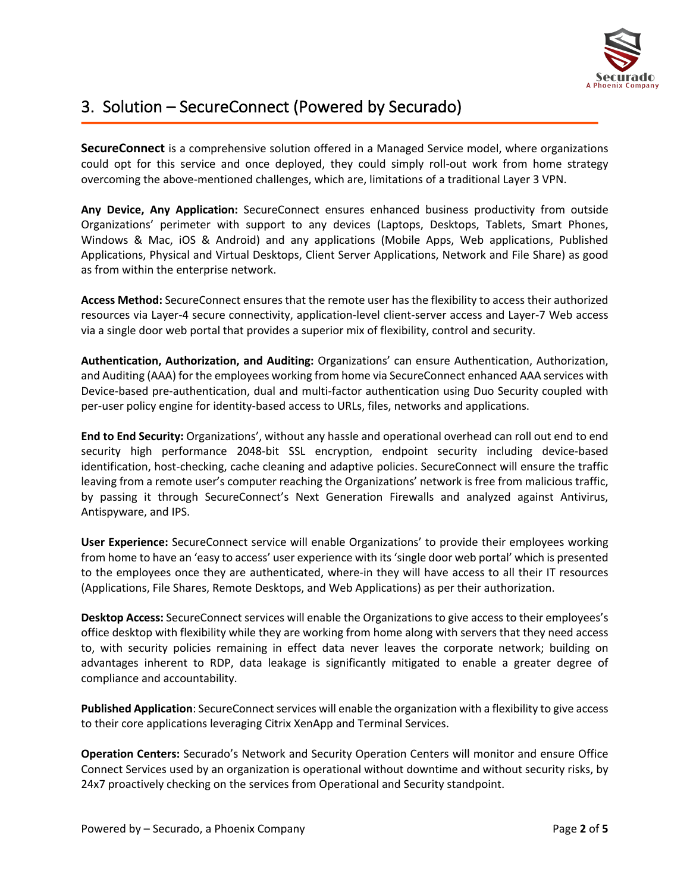## 3. Solution – SecureConnect (Powered by Securado)

**SecureConnect** is a comprehensive solution offered in a Managed Service model, where organizations could opt for this service and once deployed, they could simply roll-out work from home strategy overcoming the above-mentioned challenges, which are, limitations of a traditional Layer 3 VPN.

**Any Device, Any Application:** SecureConnect ensures enhanced business productivity from outside Organizations' perimeter with support to any devices (Laptops, Desktops, Tablets, Smart Phones, Windows & Mac, iOS & Android) and any applications (Mobile Apps, Web applications, Published Applications, Physical and Virtual Desktops, Client Server Applications, Network and File Share) as good as from within the enterprise network.

**Access Method:** SecureConnect ensures that the remote user has the flexibility to access their authorized resources via Layer-4 secure connectivity, application-level client-server access and Layer-7 Web access via a single door web portal that provides a superior mix of flexibility, control and security.

**Authentication, Authorization, and Auditing:** Organizations' can ensure Authentication, Authorization, and Auditing (AAA) for the employees working from home via SecureConnect enhanced AAA services with Device-based pre-authentication, dual and multi-factor authentication using Duo Security coupled with per-user policy engine for identity-based access to URLs, files, networks and applications.

**End to End Security:** Organizations', without any hassle and operational overhead can roll out end to end security high performance 2048-bit SSL encryption, endpoint security including device-based identification, host-checking, cache cleaning and adaptive policies. SecureConnect will ensure the traffic leaving from a remote user's computer reaching the Organizations' network is free from malicious traffic, by passing it through SecureConnect's Next Generation Firewalls and analyzed against Antivirus, Antispyware, and IPS.

**User Experience:** SecureConnect service will enable Organizations' to provide their employees working from home to have an 'easy to access' user experience with its 'single door web portal' which is presented to the employees once they are authenticated, where-in they will have access to all their IT resources (Applications, File Shares, Remote Desktops, and Web Applications) as per their authorization.

**Desktop Access:** SecureConnect services will enable the Organizations to give access to their employees's office desktop with flexibility while they are working from home along with servers that they need access to, with security policies remaining in effect data never leaves the corporate network; building on advantages inherent to RDP, data leakage is significantly mitigated to enable a greater degree of compliance and accountability.

**Published Application**: SecureConnect services will enable the organization with a flexibility to give access to their core applications leveraging Citrix XenApp and Terminal Services.

**Operation Centers:** Securado's Network and Security Operation Centers will monitor and ensure Office Connect Services used by an organization is operational without downtime and without security risks, by 24x7 proactively checking on the services from Operational and Security standpoint.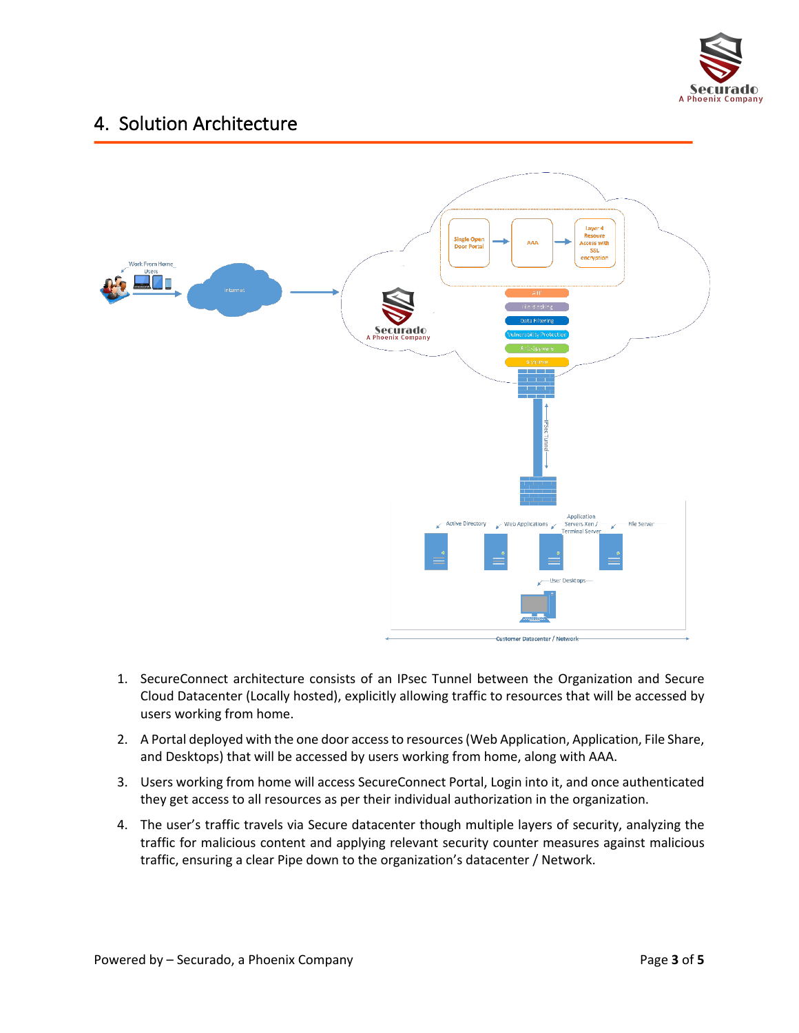## 4. Solution Architecture

1. SecureConnect architecture consists of an IPsec Tunnel between the Organization and Secure Cloud Datacenter (Locally hosted), explicitly allowing traffic to resources that will be accessed by users working from home.
2. A Portal deployed with the one door access to resources (Web Application, Application, File Share, and Desktops) that will be accessed by users working from home, along with AAA.
3. Users working from home will access SecureConnect Portal, Login into it, and once authenticated they get access to all resources as per their individual authorization in the organization.
4. The user's traffic travels via Secure datacenter though multiple layers of security, analyzing the traffic for malicious content and applying relevant security counter measures against malicious traffic, ensuring a clear Pipe down to the organization's datacenter / Network.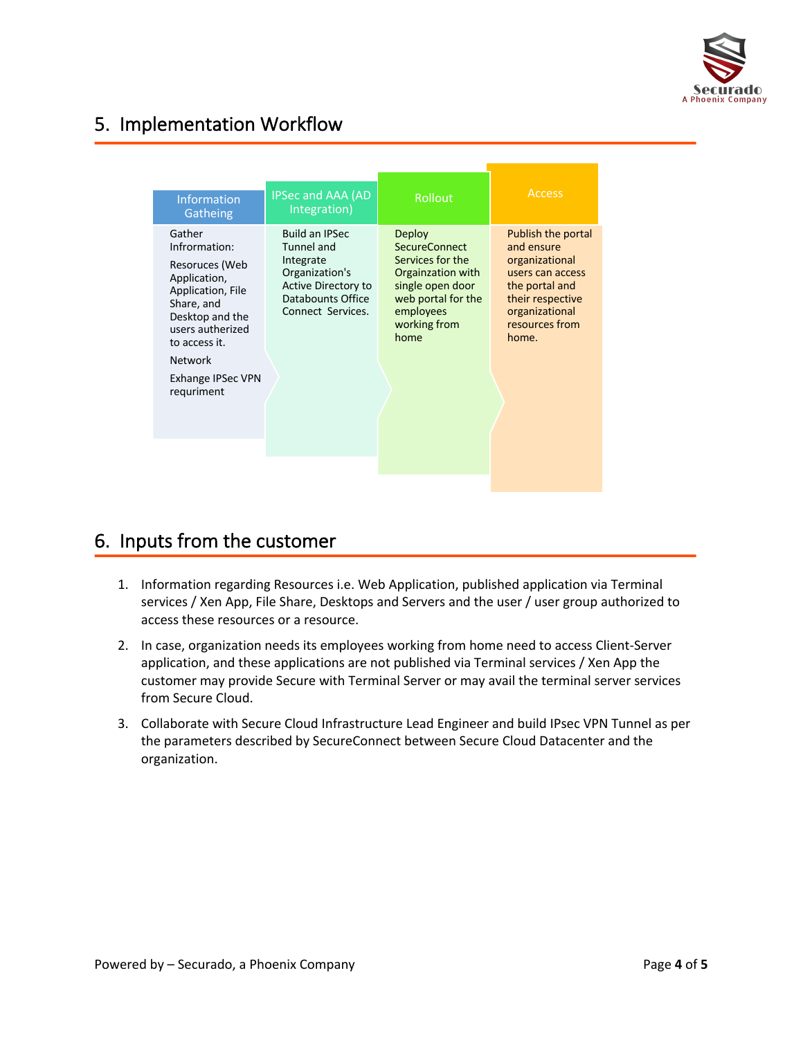## 5. Implementation Workflow

| Information Gatheing | IPSec and AAA (AD Integration) | Rollout | Access |
|---|---|---|---|
| Gather Infrormation:<br>Resoruces (Web Application, Application, File Share, and Desktop and the users autherized to access it.<br>Network<br>Exhange IPSec VPN requriment | Build an IPSec Tunnel and Integrate Organization's Active Directory to Databounts Office Connect Services. | Deploy SecureConnect Services for the Organization with single open door web portal for the employees working from home | Publish the portal and ensure organizational users can access the portal and their respective organizational resources from home. |

## 6. Inputs from the customer

1. Information regarding Resources i.e. Web Application, published application via Terminal services / Xen App, File Share, Desktops and Servers and the user / user group authorized to access these resources or a resource.
2. In case, organization needs its employees working from home need to access Client-Server application, and these applications are not published via Terminal services / Xen App the customer may provide Secure with Terminal Server or may avail the terminal server services from Secure Cloud.
3. Collaborate with Secure Cloud Infrastructure Lead Engineer and build IPsec VPN Tunnel as per the parameters described by SecureConnect between Secure Cloud Datacenter and the organization.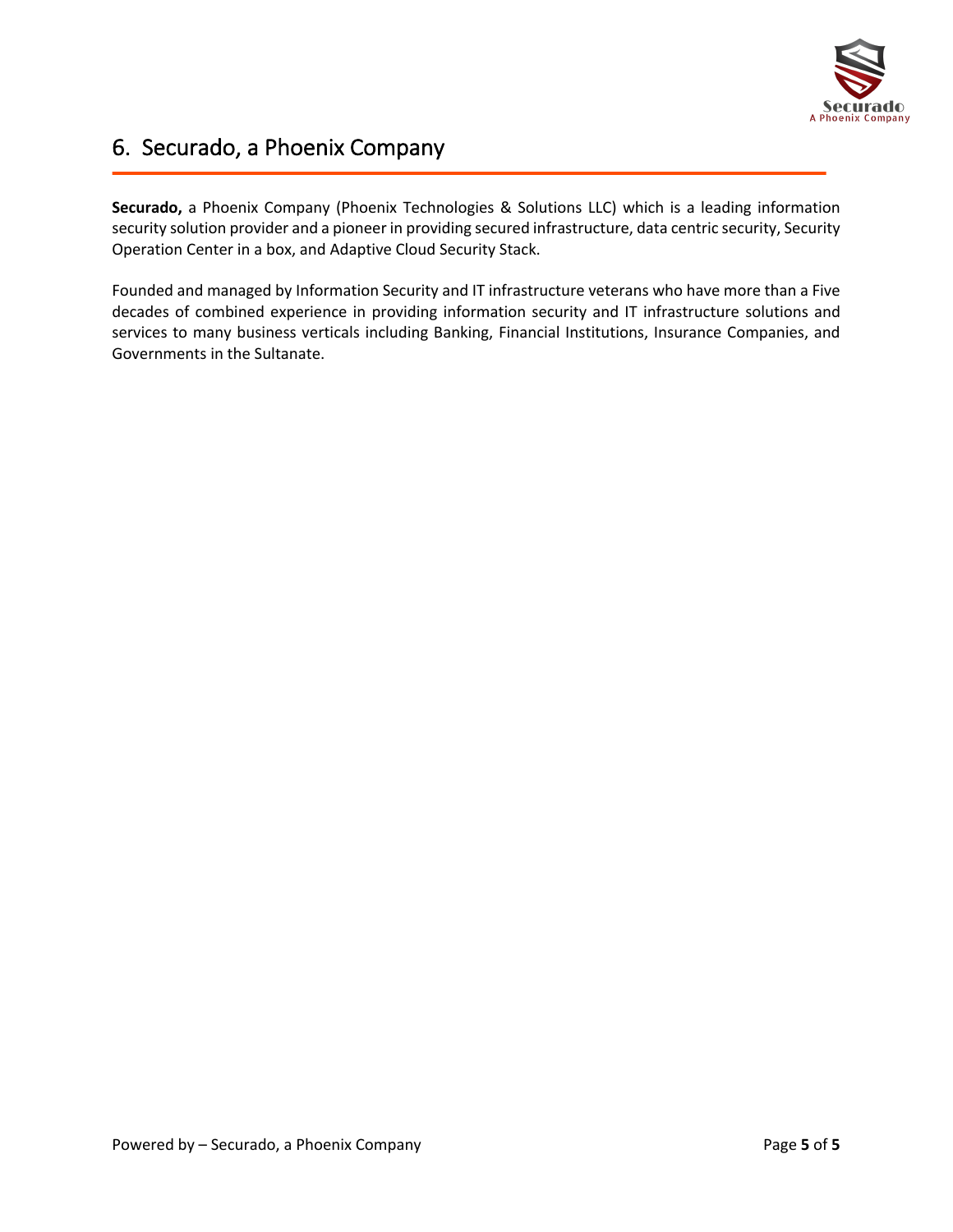# 6. Securado, a Phoenix Company

**Securado,** a Phoenix Company (Phoenix Technologies & Solutions LLC) which is a leading information security solution provider and a pioneer in providing secured infrastructure, data centric security, Security Operation Center in a box, and Adaptive Cloud Security Stack.

Founded and managed by Information Security and IT infrastructure veterans who have more than a Five decades of combined experience in providing information security and IT infrastructure solutions and services to many business verticals including Banking, Financial Institutions, Insurance Companies, and Governments in the Sultanate.